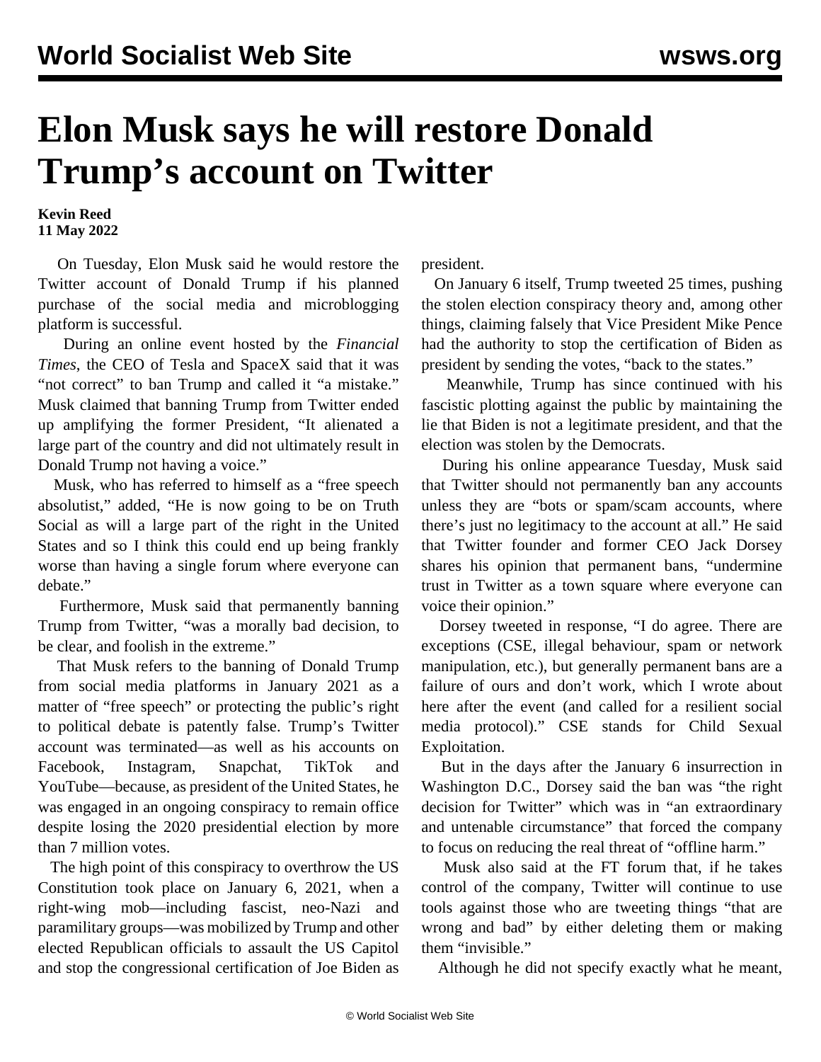# Elon Musk says he will restore Donald Trump's account on Twitter

**Kevin Reed**
**11 May 2022**

On Tuesday, Elon Musk said he would restore the Twitter account of Donald Trump if his planned purchase of the social media and microblogging platform is successful.

During an online event hosted by the *Financial Times*, the CEO of Tesla and SpaceX said that it was "not correct" to ban Trump and called it "a mistake." Musk claimed that banning Trump from Twitter ended up amplifying the former President, "It alienated a large part of the country and did not ultimately result in Donald Trump not having a voice."

Musk, who has referred to himself as a "free speech absolutist," added, "He is now going to be on Truth Social as will a large part of the right in the United States and so I think this could end up being frankly worse than having a single forum where everyone can debate."

Furthermore, Musk said that permanently banning Trump from Twitter, "was a morally bad decision, to be clear, and foolish in the extreme."

That Musk refers to the banning of Donald Trump from social media platforms in January 2021 as a matter of "free speech" or protecting the public's right to political debate is patently false. Trump's Twitter account was terminated—as well as his accounts on Facebook, Instagram, Snapchat, TikTok and YouTube—because, as president of the United States, he was engaged in an ongoing conspiracy to remain office despite losing the 2020 presidential election by more than 7 million votes.

The high point of this conspiracy to overthrow the US Constitution took place on January 6, 2021, when a right-wing mob—including fascist, neo-Nazi and paramilitary groups—was mobilized by Trump and other elected Republican officials to assault the US Capitol and stop the congressional certification of Joe Biden as president.

On January 6 itself, Trump tweeted 25 times, pushing the stolen election conspiracy theory and, among other things, claiming falsely that Vice President Mike Pence had the authority to stop the certification of Biden as president by sending the votes, "back to the states."

Meanwhile, Trump has since continued with his fascistic plotting against the public by maintaining the lie that Biden is not a legitimate president, and that the election was stolen by the Democrats.

During his online appearance Tuesday, Musk said that Twitter should not permanently ban any accounts unless they are "bots or spam/scam accounts, where there's just no legitimacy to the account at all." He said that Twitter founder and former CEO Jack Dorsey shares his opinion that permanent bans, "undermine trust in Twitter as a town square where everyone can voice their opinion."

Dorsey tweeted in response, "I do agree. There are exceptions (CSE, illegal behaviour, spam or network manipulation, etc.), but generally permanent bans are a failure of ours and don't work, which I wrote about here after the event (and called for a resilient social media protocol)." CSE stands for Child Sexual Exploitation.

But in the days after the January 6 insurrection in Washington D.C., Dorsey said the ban was "the right decision for Twitter" which was in "an extraordinary and untenable circumstance" that forced the company to focus on reducing the real threat of "offline harm."

Musk also said at the FT forum that, if he takes control of the company, Twitter will continue to use tools against those who are tweeting things "that are wrong and bad" by either deleting them or making them "invisible."

Although he did not specify exactly what he meant,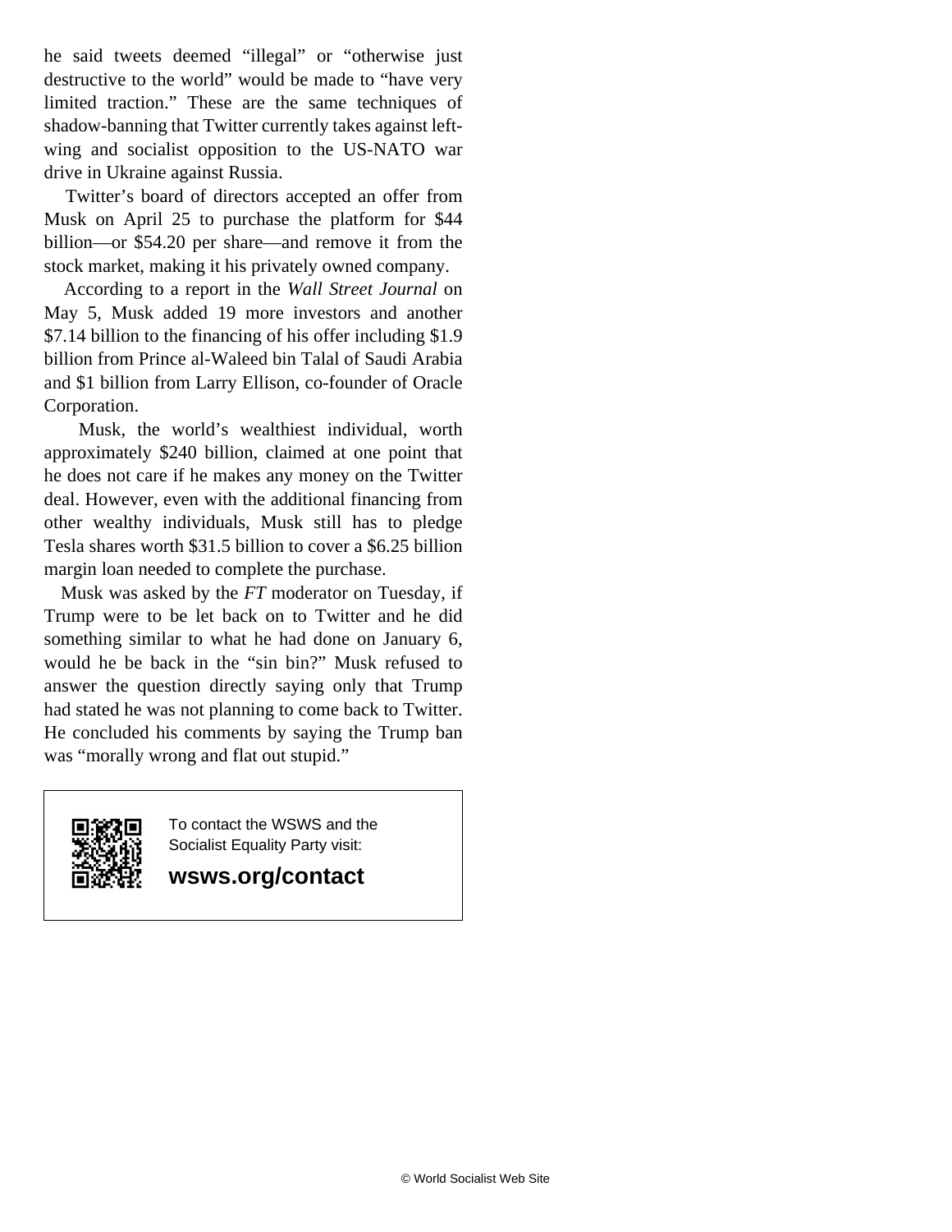he said tweets deemed "illegal" or "otherwise just destructive to the world" would be made to "have very limited traction." These are the same techniques of shadow-banning that Twitter currently takes against left-wing and socialist opposition to the US-NATO war drive in Ukraine against Russia.

Twitter's board of directors accepted an offer from Musk on April 25 to purchase the platform for $44 billion—or $54.20 per share—and remove it from the stock market, making it his privately owned company.

According to a report in the *Wall Street Journal* on May 5, Musk added 19 more investors and another $7.14 billion to the financing of his offer including $1.9 billion from Prince al-Waleed bin Talal of Saudi Arabia and $1 billion from Larry Ellison, co-founder of Oracle Corporation.

Musk, the world's wealthiest individual, worth approximately $240 billion, claimed at one point that he does not care if he makes any money on the Twitter deal. However, even with the additional financing from other wealthy individuals, Musk still has to pledge Tesla shares worth $31.5 billion to cover a $6.25 billion margin loan needed to complete the purchase.

Musk was asked by the *FT* moderator on Tuesday, if Trump were to be let back on to Twitter and he did something similar to what he had done on January 6, would he be back in the "sin bin?" Musk refused to answer the question directly saying only that Trump had stated he was not planning to come back to Twitter. He concluded his comments by saying the Trump ban was "morally wrong and flat out stupid."

To contact the WSWS and the Socialist Equality Party visit:

**wsws.org/contact**